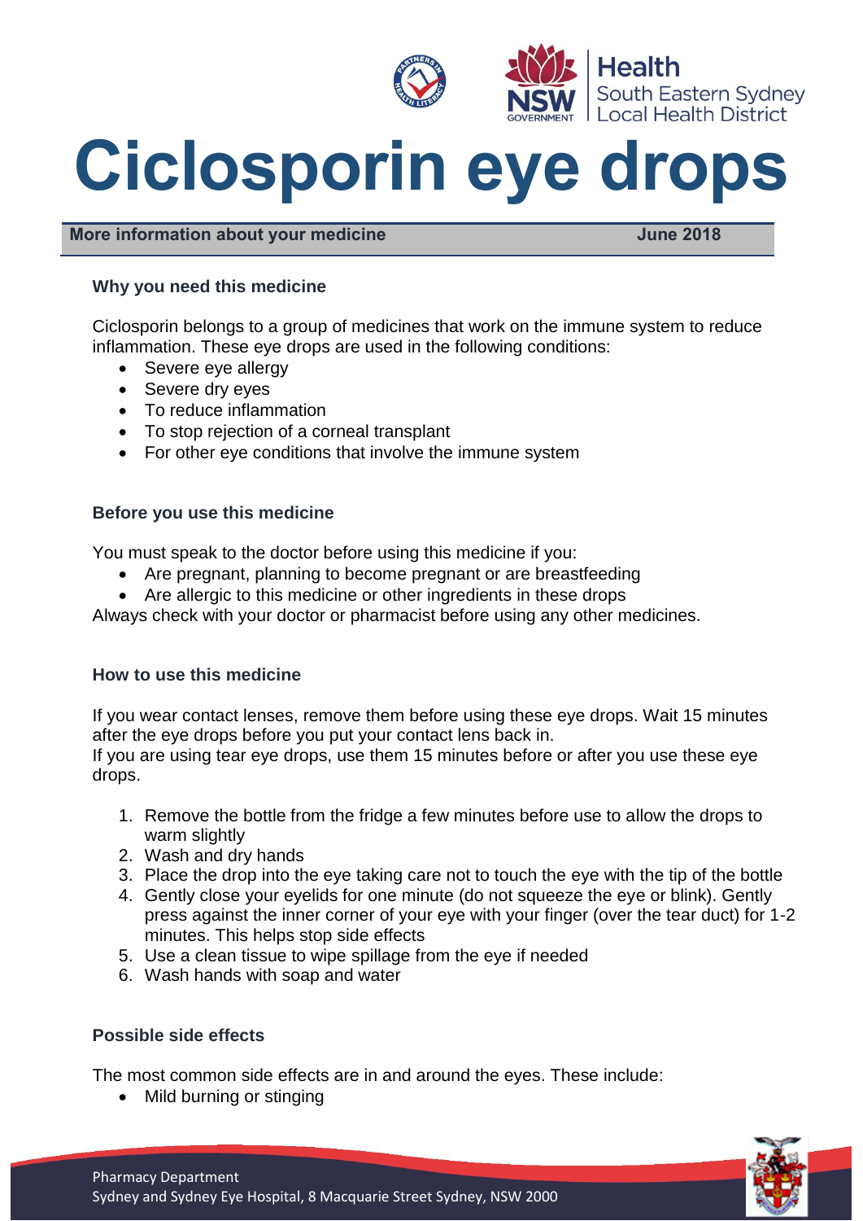# Ciclosporin eye drops

**More information about your medicine** **June 2018**

### Why you need this medicine

Ciclosporin belongs to a group of medicines that work on the immune system to reduce inflammation. These eye drops are used in the following conditions:

- Severe eye allergy
- Severe dry eyes
- To reduce inflammation
- To stop rejection of a corneal transplant
- For other eye conditions that involve the immune system

### Before you use this medicine

You must speak to the doctor before using this medicine if you:

- Are pregnant, planning to become pregnant or are breastfeeding
- Are allergic to this medicine or other ingredients in these drops

Always check with your doctor or pharmacist before using any other medicines.

### How to use this medicine

If you wear contact lenses, remove them before using these eye drops. Wait 15 minutes after the eye drops before you put your contact lens back in.
If you are using tear eye drops, use them 15 minutes before or after you use these eye drops.

1. Remove the bottle from the fridge a few minutes before use to allow the drops to warm slightly
2. Wash and dry hands
3. Place the drop into the eye taking care not to touch the eye with the tip of the bottle
4. Gently close your eyelids for one minute (do not squeeze the eye or blink). Gently press against the inner corner of your eye with your finger (over the tear duct) for 1-2 minutes. This helps stop side effects
5. Use a clean tissue to wipe spillage from the eye if needed
6. Wash hands with soap and water

### Possible side effects

The most common side effects are in and around the eyes. These include:

- Mild burning or stinging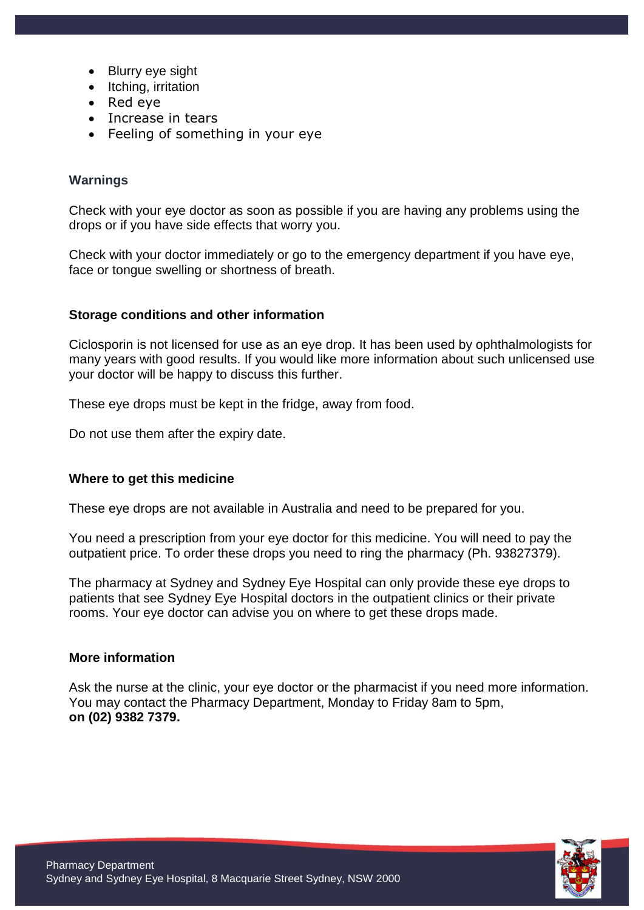- Blurry eye sight
- Itching, irritation
- Red eye
- Increase in tears
- Feeling of something in your eye

### Warnings

Check with your eye doctor as soon as possible if you are having any problems using the drops or if you have side effects that worry you.

Check with your doctor immediately or go to the emergency department if you have eye, face or tongue swelling or shortness of breath.

### Storage conditions and other information

Ciclosporin is not licensed for use as an eye drop. It has been used by ophthalmologists for many years with good results. If you would like more information about such unlicensed use your doctor will be happy to discuss this further.

These eye drops must be kept in the fridge, away from food.

Do not use them after the expiry date.

### Where to get this medicine

These eye drops are not available in Australia and need to be prepared for you.

You need a prescription from your eye doctor for this medicine. You will need to pay the outpatient price. To order these drops you need to ring the pharmacy (Ph. 93827379).

The pharmacy at Sydney and Sydney Eye Hospital can only provide these eye drops to patients that see Sydney Eye Hospital doctors in the outpatient clinics or their private rooms. Your eye doctor can advise you on where to get these drops made.

### More information

Ask the nurse at the clinic, your eye doctor or the pharmacist if you need more information. You may contact the Pharmacy Department, Monday to Friday 8am to 5pm, **on (02) 9382 7379.**

Pharmacy Department
Sydney and Sydney Eye Hospital, 8 Macquarie Street Sydney, NSW 2000